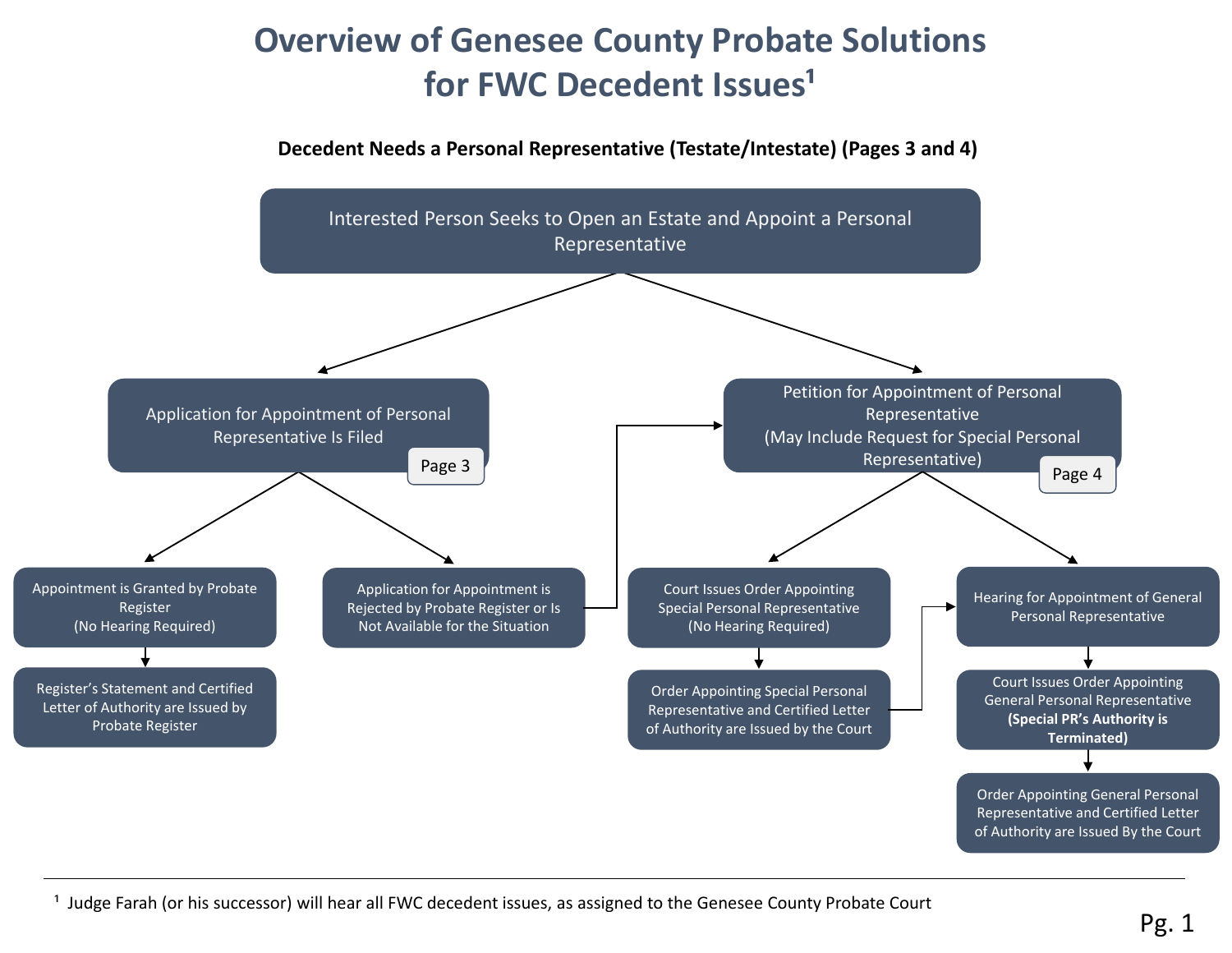# Overview of Genesee County Probate Solutions for FWC Decedent Issues[1]

**Decedent Needs a Personal Representative (Testate/Intestate) (Pages 3 and 4)**

- Interested Person Seeks to Open an Estate and Appoint a Personal Representative
  - Application for Appointment of Personal Representative Is Filed (Page 3)
    - Appointment is Granted by Probate Register (No Hearing Required)
      - Register's Statement and Certified Letter of Authority are Issued by Probate Register
    - Application for Appointment is Rejected by Probate Register or Is Not Available for the Situation
      - → Petition for Appointment of Personal Representative
  - Petition for Appointment of Personal Representative (May Include Request for Special Personal Representative) (Page 4)
    - Court Issues Order Appointing Special Personal Representative (No Hearing Required)
      - Order Appointing Special Personal Representative and Certified Letter of Authority are Issued by the Court
        - → Hearing for Appointment of General Personal Representative
    - Hearing for Appointment of General Personal Representative
      - Court Issues Order Appointing General Personal Representative **(Special PR's Authority is Terminated)**
        - Order Appointing General Personal Representative and Certified Letter of Authority are Issued By the Court

---

[1] Judge Farah (or his successor) will hear all FWC decedent issues, as assigned to the Genesee County Probate Court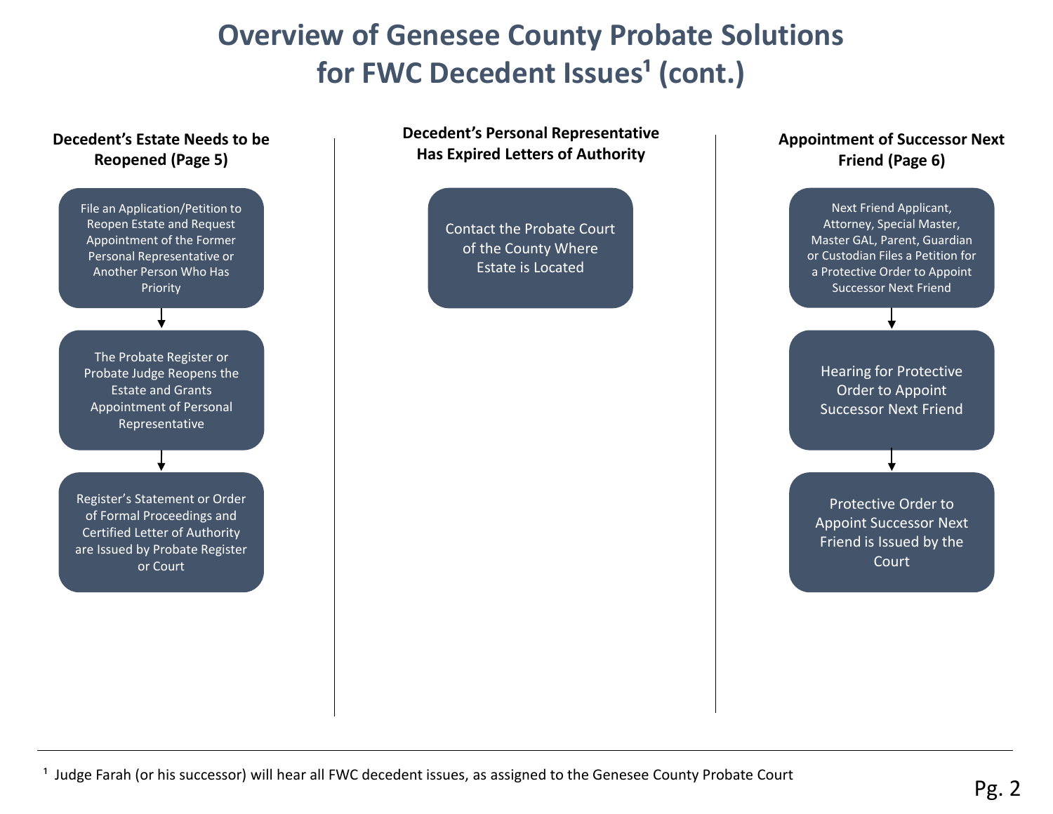# Overview of Genesee County Probate Solutions for FWC Decedent Issues[1] (cont.)

### Decedent's Estate Needs to be Reopened (Page 5)

1. File an Application/Petition to Reopen Estate and Request Appointment of the Former Personal Representative or Another Person Who Has Priority
2. The Probate Register or Probate Judge Reopens the Estate and Grants Appointment of Personal Representative
3. Register's Statement or Order of Formal Proceedings and Certified Letter of Authority are Issued by Probate Register or Court

### Decedent's Personal Representative Has Expired Letters of Authority

- Contact the Probate Court of the County Where Estate is Located

### Appointment of Successor Next Friend (Page 6)

1. Next Friend Applicant, Attorney, Special Master, Master GAL, Parent, Guardian or Custodian Files a Petition for a Protective Order to Appoint Successor Next Friend
2. Hearing for Protective Order to Appoint Successor Next Friend
3. Protective Order to Appoint Successor Next Friend is Issued by the Court

---

[1] Judge Farah (or his successor) will hear all FWC decedent issues, as assigned to the Genesee County Probate Court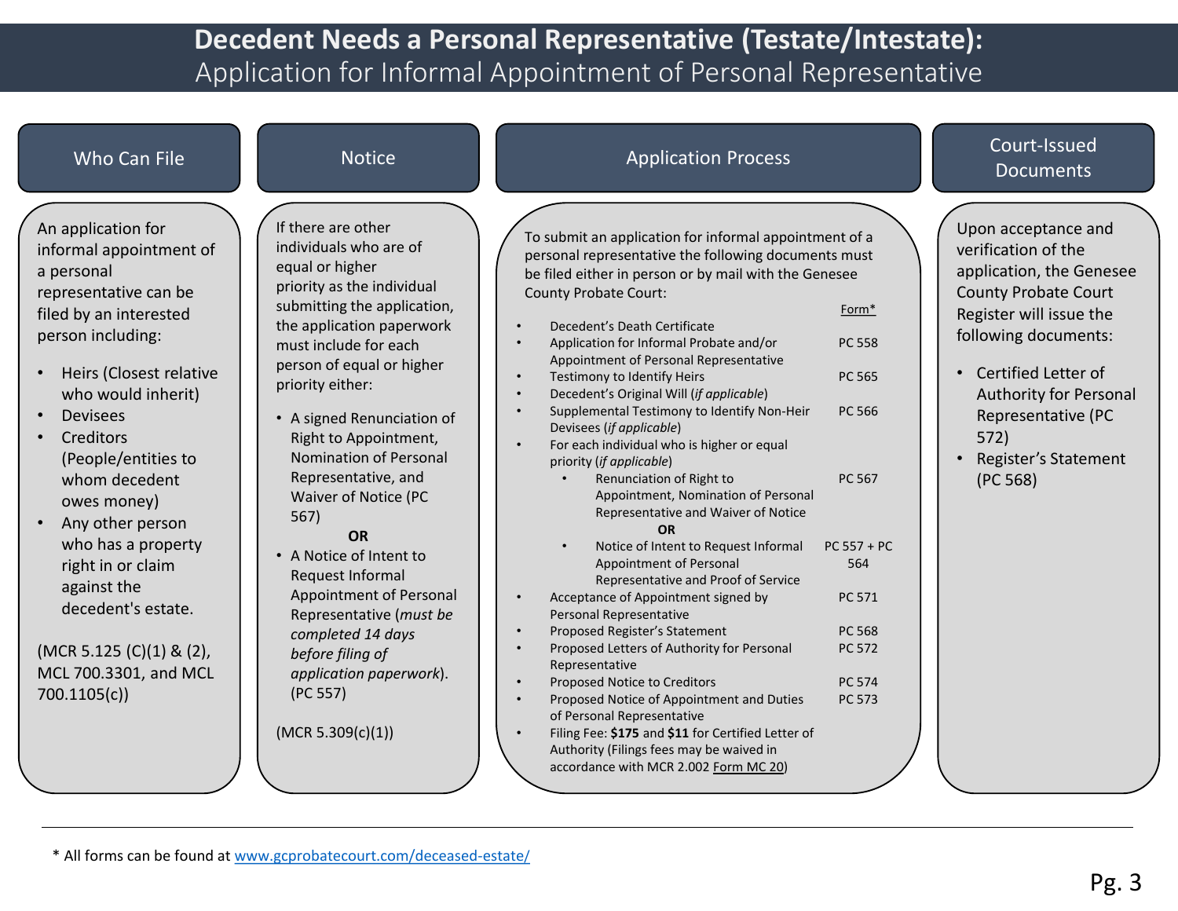# Decedent Needs a Personal Representative (Testate/Intestate):

## Application for Informal Appointment of Personal Representative

### Who Can File

An application for informal appointment of a personal representative can be filed by an interested person including:

- Heirs (Closest relative who would inherit)
- Devisees
- Creditors (People/entities to whom decedent owes money)
- Any other person who has a property right in or claim against the decedent's estate.

(MCR 5.125 (C)(1) & (2), MCL 700.3301, and MCL 700.1105(c))

### Notice

If there are other individuals who are of equal or higher priority as the individual submitting the application, the application paperwork must include for each person of equal or higher priority either:

- A signed Renunciation of Right to Appointment, Nomination of Personal Representative, and Waiver of Notice (PC 567)

**OR**

- A Notice of Intent to Request Informal Appointment of Personal Representative (*must be completed 14 days before filing of application paperwork*). (PC 557)

(MCR 5.309(c)(1))

### Application Process

To submit an application for informal appointment of a personal representative the following documents must be filed either in person or by mail with the Genesee County Probate Court:

| Document | Form* |
|---|---|
| • Decedent's Death Certificate | |
| • Application for Informal Probate and/or Appointment of Personal Representative | PC 558 |
| • Testimony to Identify Heirs | PC 565 |
| • Decedent's Original Will (*if applicable*) | |
| • Supplemental Testimony to Identify Non-Heir Devisees (*if applicable*) | PC 566 |
| • For each individual who is higher or equal priority (*if applicable*) | |
| &nbsp;&nbsp;&nbsp;&nbsp;• Renunciation of Right to Appointment, Nomination of Personal Representative and Waiver of Notice | PC 567 |
| **OR** | |
| &nbsp;&nbsp;&nbsp;&nbsp;• Notice of Intent to Request Informal Appointment of Personal Representative and Proof of Service | PC 557 + PC 564 |
| • Acceptance of Appointment signed by Personal Representative | PC 571 |
| • Proposed Register's Statement | PC 568 |
| • Proposed Letters of Authority for Personal Representative | PC 572 |
| • Proposed Notice to Creditors | PC 574 |
| • Proposed Notice of Appointment and Duties of Personal Representative | PC 573 |
| • Filing Fee: **$175** and **$11** for Certified Letter of Authority (Filings fees may be waived in accordance with MCR 2.002 Form MC 20) | |

### Court-Issued Documents

Upon acceptance and verification of the application, the Genesee County Probate Court Register will issue the following documents:

- Certified Letter of Authority for Personal Representative (PC 572)
- Register's Statement (PC 568)

---

\* All forms can be found at www.gcprobatecourt.com/deceased-estate/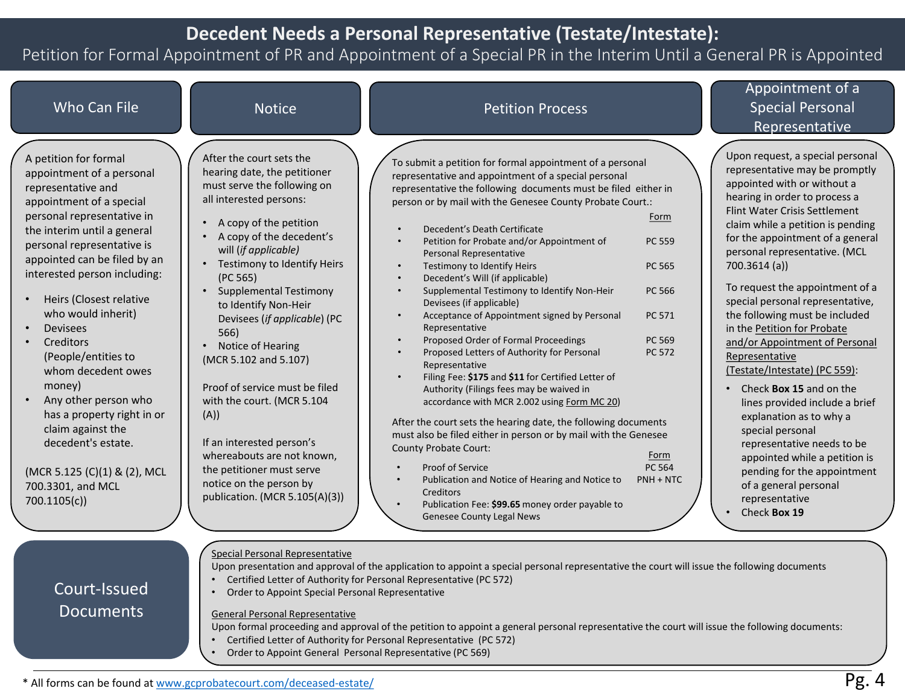# Decedent Needs a Personal Representative (Testate/Intestate):

## Petition for Formal Appointment of PR and Appointment of a Special PR in the Interim Until a General PR is Appointed

### Who Can File

A petition for formal appointment of a personal representative and appointment of a special personal representative in the interim until a general personal representative is appointed can be filed by an interested person including:

- Heirs (Closest relative who would inherit)
- Devisees
- Creditors (People/entities to whom decedent owes money)
- Any other person who has a property right in or claim against the decedent's estate.

(MCR 5.125 (C)(1) & (2), MCL 700.3301, and MCL 700.1105(c))

### Notice

After the court sets the hearing date, the petitioner must serve the following on all interested persons:

- A copy of the petition
- A copy of the decedent's will (*if applicable)*
- Testimony to Identify Heirs (PC 565)
- Supplemental Testimony to Identify Non-Heir Devisees (*if applicable*) (PC 566)
- Notice of Hearing

(MCR 5.102 and 5.107)

Proof of service must be filed with the court. (MCR 5.104 (A))

If an interested person's whereabouts are not known, the petitioner must serve notice on the person by publication. (MCR 5.105(A)(3))

### Petition Process

To submit a petition for formal appointment of a personal representative and appointment of a special personal representative the following documents must be filed either in person or by mail with the Genesee County Probate Court.:

| Document | Form |
|---|---|
| Decedent's Death Certificate | |
| Petition for Probate and/or Appointment of Personal Representative | PC 559 |
| Testimony to Identify Heirs | PC 565 |
| Decedent's Will (if applicable) | |
| Supplemental Testimony to Identify Non-Heir Devisees (if applicable) | PC 566 |
| Acceptance of Appointment signed by Personal Representative | PC 571 |
| Proposed Order of Formal Proceedings | PC 569 |
| Proposed Letters of Authority for Personal Representative | PC 572 |
| Filing Fee: **$175** and **$11** for Certified Letter of Authority (Filings fees may be waived in accordance with MCR 2.002 using Form MC 20) | |

After the court sets the hearing date, the following documents must also be filed either in person or by mail with the Genesee County Probate Court:

| Document | Form |
|---|---|
| Proof of Service | PC 564 |
| Publication and Notice of Hearing and Notice to Creditors | PNH + NTC |
| Publication Fee: **$99.65** money order payable to Genesee County Legal News | |

### Appointment of a Special Personal Representative

Upon request, a special personal representative may be promptly appointed with or without a hearing in order to process a Flint Water Crisis Settlement claim while a petition is pending for the appointment of a general personal representative. (MCL 700.3614 (a))

To request the appointment of a special personal representative, the following must be included in the Petition for Probate and/or Appointment of Personal Representative (Testate/Intestate) (PC 559):

- Check **Box 15** and on the lines provided include a brief explanation as to why a special personal representative needs to be appointed while a petition is pending for the appointment of a general personal representative
- Check **Box 19**

### Court-Issued Documents

Special Personal Representative

Upon presentation and approval of the application to appoint a special personal representative the court will issue the following documents

- Certified Letter of Authority for Personal Representative (PC 572)
- Order to Appoint Special Personal Representative

General Personal Representative

Upon formal proceeding and approval of the petition to appoint a general personal representative the court will issue the following documents:

- Certified Letter of Authority for Personal Representative (PC 572)
- Order to Appoint General Personal Representative (PC 569)

\* All forms can be found at www.gcprobatecourt.com/deceased-estate/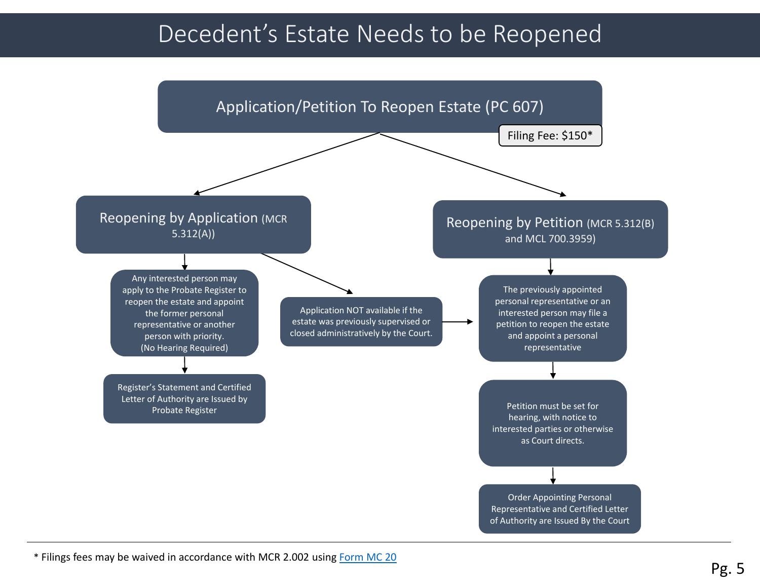# Decedent's Estate Needs to be Reopened

## Application/Petition To Reopen Estate (PC 607)

Filing Fee: $150*

### Reopening by Application (MCR 5.312(A))

- Any interested person may apply to the Probate Register to reopen the estate and appoint the former personal representative or another person with priority. (No Hearing Required)
- Register's Statement and Certified Letter of Authority are Issued by Probate Register

Application NOT available if the estate was previously supervised or closed administratively by the Court. → (see Reopening by Petition)

### Reopening by Petition (MCR 5.312(B) and MCL 700.3959)

- The previously appointed personal representative or an interested person may file a petition to reopen the estate and appoint a personal representative
- Petition must be set for hearing, with notice to interested parties or otherwise as Court directs.
- Order Appointing Personal Representative and Certified Letter of Authority are Issued By the Court

---

* Filings fees may be waived in accordance with MCR 2.002 using Form MC 20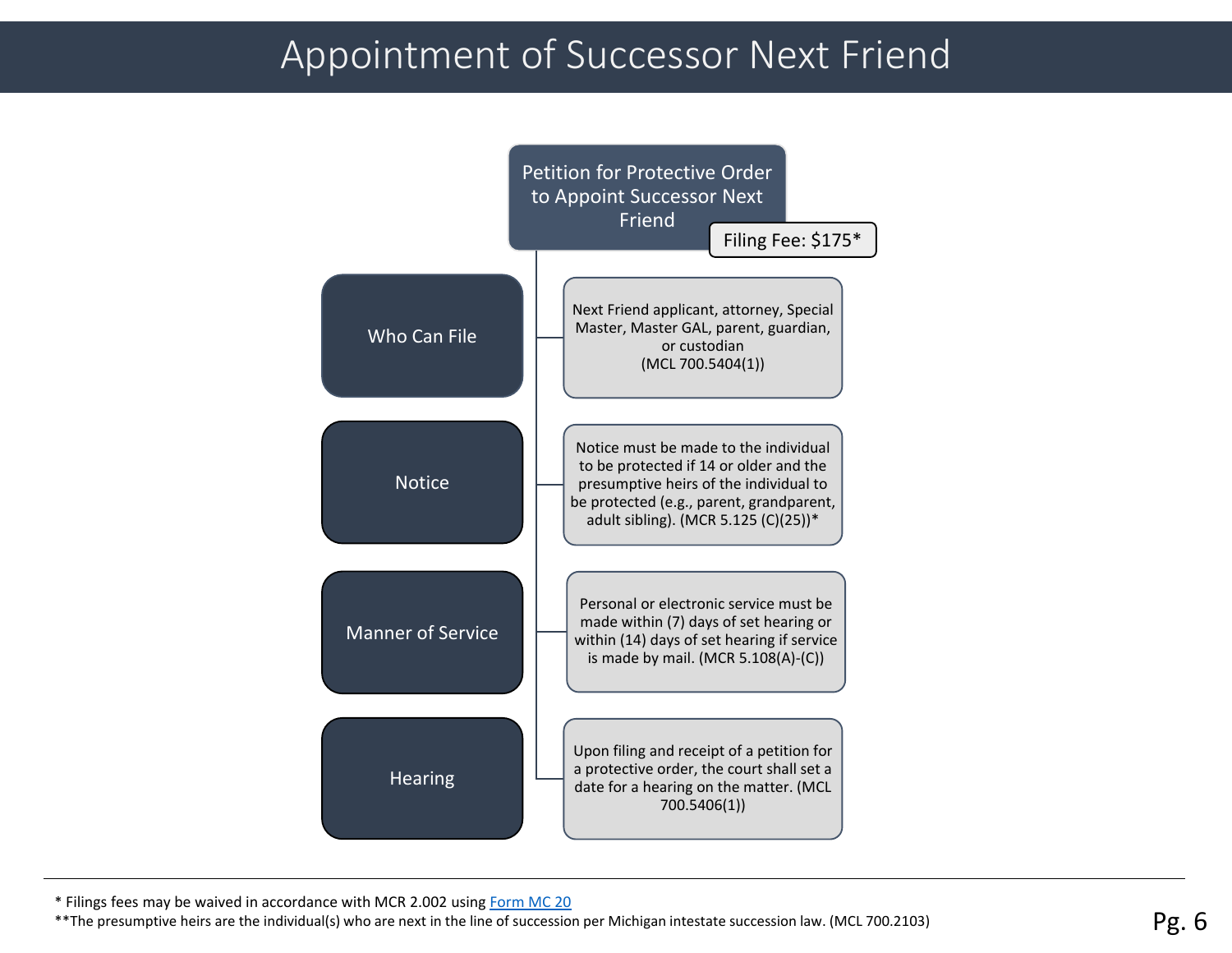# Appointment of Successor Next Friend

## Petition for Protective Order to Appoint Successor Next Friend

Filing Fee: $175*

**Who Can File**

Next Friend applicant, attorney, Special Master, Master GAL, parent, guardian, or custodian (MCL 700.5404(1))

**Notice**

Notice must be made to the individual to be protected if 14 or older and the presumptive heirs of the individual to be protected (e.g., parent, grandparent, adult sibling). (MCR 5.125 (C)(25))*

**Manner of Service**

Personal or electronic service must be made within (7) days of set hearing or within (14) days of set hearing if service is made by mail. (MCR 5.108(A)-(C))

**Hearing**

Upon filing and receipt of a petition for a protective order, the court shall set a date for a hearing on the matter. (MCL 700.5406(1))

---

* Filings fees may be waived in accordance with MCR 2.002 using Form MC 20

**The presumptive heirs are the individual(s) who are next in the line of succession per Michigan intestate succession law. (MCL 700.2103)